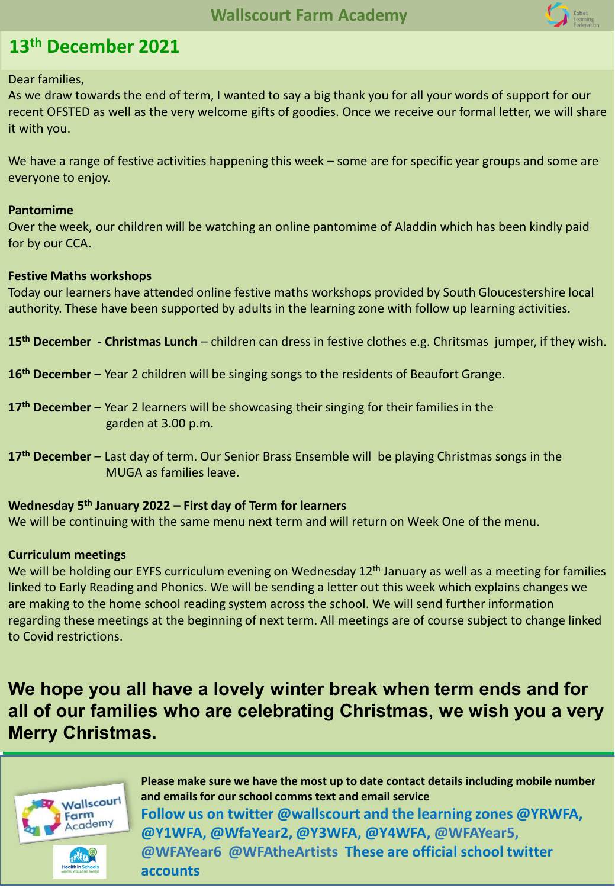# Wallscourt Farm Academy

## 13th December 2021

Dear families,

As we draw towards the end of term, I wanted to say a big thank you for all your words of support for our recent OFSTED as well as the very welcome gifts of goodies. Once we receive our formal letter, we will share it with you.

We have a range of festive activities happening this week – some are for specific year groups and some are everyone to enjoy.

**Pantomime**

Over the week, our children will be watching an online pantomime of Aladdin which has been kindly paid for by our CCA.

**Festive Maths workshops**

Today our learners have attended online festive maths workshops provided by South Gloucestershire local authority. These have been supported by adults in the learning zone with follow up learning activities.

**15th December - Christmas Lunch** – children can dress in festive clothes e.g. Chritsmas jumper, if they wish.

**16th December** – Year 2 children will be singing songs to the residents of Beaufort Grange.

**17th December** – Year 2 learners will be showcasing their singing for their families in the garden at 3.00 p.m.

**17th December** – Last day of term. Our Senior Brass Ensemble will be playing Christmas songs in the MUGA as families leave.

**Wednesday 5th January 2022 – First day of Term for learners**

We will be continuing with the same menu next term and will return on Week One of the menu.

**Curriculum meetings**

We will be holding our EYFS curriculum evening on Wednesday 12th January as well as a meeting for families linked to Early Reading and Phonics. We will be sending a letter out this week which explains changes we are making to the home school reading system across the school. We will send further information regarding these meetings at the beginning of next term. All meetings are of course subject to change linked to Covid restrictions.

## We hope you all have a lovely winter break when term ends and for all of our families who are celebrating Christmas, we wish you a very Merry Christmas.

**Please make sure we have the most up to date contact details including mobile number and emails for our school comms text and email service**

**Follow us on twitter @wallscourt and the learning zones @YRWFA, @Y1WFA, @WfaYear2, @Y3WFA, @Y4WFA, @WFAYear5, @WFAYear6 @WFAtheArtists These are official school twitter accounts**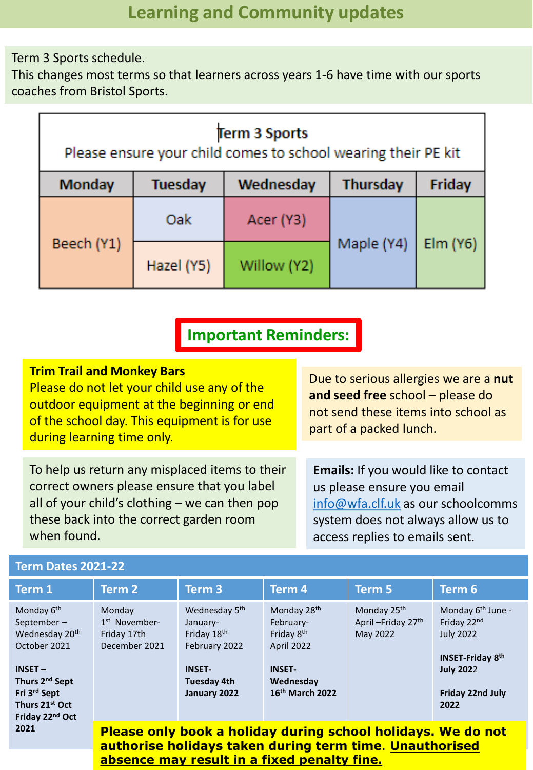## Learning and Community updates

Term 3 Sports schedule.
This changes most terms so that learners across years 1-6 have time with our sports coaches from Bristol Sports.

**Term 3 Sports**

Please ensure your child comes to school wearing their PE kit

| Monday | Tuesday | Wednesday | Thursday | Friday |
|---|---|---|---|---|
| Beech (Y1) | Oak | Acer (Y3) | Maple (Y4) | Elm (Y6) |
| | Hazel (Y5) | Willow (Y2) | | |

### Important Reminders:

**Trim Trail and Monkey Bars**
Please do not let your child use any of the outdoor equipment at the beginning or end of the school day. This equipment is for use during learning time only.

Due to serious allergies we are a **nut and seed free** school – please do not send these items into school as part of a packed lunch.

To help us return any misplaced items to their correct owners please ensure that you label all of your child's clothing – we can then pop these back into the correct garden room when found.

**Emails:** If you would like to contact us please ensure you email info@wfa.clf.uk as our schoolcomms system does not always allow us to access replies to emails sent.

### Term Dates 2021-22

| Term 1 | Term 2 | Term 3 | Term 4 | Term 5 | Term 6 |
|---|---|---|---|---|---|
| Monday 6th September – Wednesday 20th October 2021<br><br>**INSET – Thurs 2nd Sept Fri 3rd Sept Thurs 21st Oct Friday 22nd Oct 2021** | Monday 1st November- Friday 17th December 2021 | Wednesday 5th January- Friday 18th February 2022<br><br>**INSET- Tuesday 4th January 2022** | Monday 28th February- Friday 8th April 2022<br><br>**INSET- Wednesday 16th March 2022** | Monday 25th April –Friday 27th May 2022 | Monday 6th June - Friday 22nd July 2022<br><br>**INSET-Friday 8th July 2022**<br><br>**Friday 22nd July 2022** |

**Please only book a holiday during school holidays. We do not authorise holidays taken during term time. Unauthorised absence may result in a fixed penalty fine.**